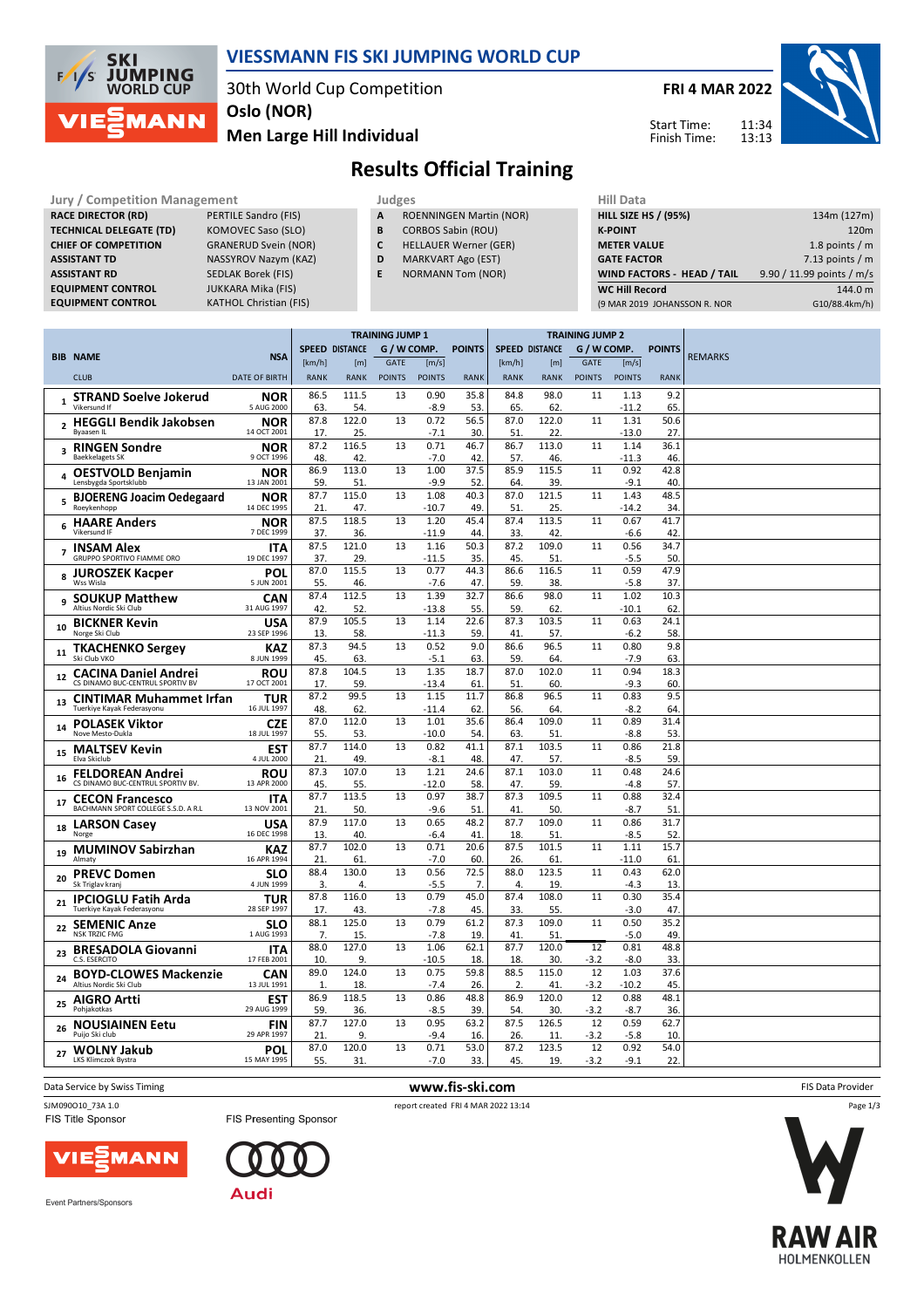# VIESSMANN FIS SKI JUMPING WORLD CUP

30th World Cup Competition
Oslo (NOR)
Men Large Hill Individual

**FRI 4 MAR 2022**

Start Time: 11:34
Finish Time: 13:13

## Results Official Training

| Jury / Competition Management | |
|---|---|
| RACE DIRECTOR (RD) | PERTILE Sandro (FIS) |
| TECHNICAL DELEGATE (TD) | KOMOVEC Saso (SLO) |
| CHIEF OF COMPETITION | GRANERUD Svein (NOR) |
| ASSISTANT TD | NASSYROV Nazym (KAZ) |
| ASSISTANT RD | SEDLAK Borek (FIS) |
| EQUIPMENT CONTROL | JUKKARA Mika (FIS) |
| EQUIPMENT CONTROL | KATHOL Christian (FIS) |

| Judges | |
|---|---|
| A | ROENNINGEN Martin (NOR) |
| B | CORBOS Sabin (ROU) |
| C | HELLAUER Werner (GER) |
| D | MARKVART Ago (EST) |
| E | NORMANN Tom (NOR) |

| Hill Data | |
|---|---|
| HILL SIZE HS / (95%) | 134m (127m) |
| K-POINT | 120m |
| METER VALUE | 1.8 points / m |
| GATE FACTOR | 7.13 points / m |
| WIND FACTORS - HEAD / TAIL | 9.90 / 11.99 points / m/s |
| WC Hill Record | 144.0 m |
| (9 MAR 2019 JOHANSSON R. NOR | G10/88.4km/h) |

| BIB | NAME / CLUB | NSA / DATE OF BIRTH | J1 SPEED [km/h] / RANK | J1 DISTANCE [m] / RANK | J1 GATE / POINTS | J1 [m/s] / POINTS | J1 POINTS / RANK | J2 SPEED [km/h] / RANK | J2 DISTANCE [m] / RANK | J2 GATE / POINTS | J2 [m/s] / POINTS | J2 POINTS / RANK | REMARKS |
|---|---|---|---|---|---|---|---|---|---|---|---|---|---|
| 1 | STRAND Soelve Jokerud / Vikersund If | NOR / 5 AUG 2000 | 86.5 / 63. | 111.5 / 54. | 13 | 0.90 / -8.9 | 35.8 / 53. | 84.8 / 65. | 98.0 / 62. | 11 | 1.13 / -11.2 | 9.2 / 65. | |
| 2 | HEGGLI Bendik Jakobsen / Byaasen IL | NOR / 14 OCT 2001 | 87.8 / 17. | 122.0 / 25. | 13 | 0.72 / -7.1 | 56.5 / 30. | 87.0 / 51. | 122.0 / 22. | 11 | 1.31 / -13.0 | 50.6 / 27. | |
| 3 | RINGEN Sondre / Baekkelagets SK | NOR / 9 OCT 1996 | 87.2 / 48. | 116.5 / 42. | 13 | 0.71 / -7.0 | 46.7 / 42. | 86.7 / 57. | 113.0 / 46. | 11 | 1.14 / -11.3 | 36.1 / 46. | |
| 4 | OESTVOLD Benjamin / Lensbygda Sportsklubb | NOR / 13 JAN 2001 | 86.9 / 59. | 113.0 / 51. | 13 | 1.00 / -9.9 | 37.5 / 52. | 85.9 / 64. | 115.5 / 39. | 11 | 0.92 / -9.1 | 42.8 / 40. | |
| 5 | BJOERENG Joacim Oedegaard / Roeykenhopp | NOR / 14 DEC 1995 | 87.7 / 21. | 115.0 / 47. | 13 | 1.08 / -10.7 | 40.3 / 49. | 87.0 / 51. | 121.5 / 25. | 11 | 1.43 / -14.2 | 48.5 / 34. | |
| 6 | HAARE Anders / Vikersund IF | NOR / 7 DEC 1999 | 87.5 / 37. | 118.5 / 36. | 13 | 1.20 / -11.9 | 45.4 / 44. | 87.4 / 33. | 113.5 / 42. | 11 | 0.67 / -6.6 | 41.7 / 42. | |
| 7 | INSAM Alex / GRUPPO SPORTIVO FIAMME ORO | ITA / 19 DEC 1997 | 87.5 / 37. | 121.0 / 29. | 13 | 1.16 / -11.5 | 50.3 / 35. | 87.2 / 45. | 109.0 / 51. | 11 | 0.56 / -5.5 | 34.7 / 50. | |
| 8 | JUROSZEK Kacper / Wss Wisla | POL / 5 JUN 2001 | 87.0 / 55. | 115.5 / 46. | 13 | 0.77 / -7.6 | 44.3 / 47. | 86.6 / 59. | 116.5 / 38. | 11 | 0.59 / -5.8 | 47.9 / 37. | |
| 9 | SOUKUP Matthew / Altius Nordic Ski Club | CAN / 31 AUG 1997 | 87.4 / 42. | 112.5 / 52. | 13 | 1.39 / -13.8 | 32.7 / 55. | 86.6 / 59. | 98.0 / 62. | 11 | 1.02 / -10.1 | 10.3 / 62. | |
| 10 | BICKNER Kevin / Norge Ski Club | USA / 23 SEP 1996 | 87.9 / 13. | 105.5 / 58. | 13 | 1.14 / -11.3 | 22.6 / 59. | 87.3 / 41. | 103.5 / 57. | 11 | 0.63 / -6.2 | 24.1 / 58. | |
| 11 | TKACHENKO Sergey / Ski Club VKO | KAZ / 8 JUN 1999 | 87.3 / 45. | 94.5 / 63. | 13 | 0.52 / -5.1 | 9.0 / 63. | 86.6 / 59. | 96.5 / 64. | 11 | 0.80 / -7.9 | 9.8 / 63. | |
| 12 | CACINA Daniel Andrei / CS DINAMO BUC-CENTRUL SPORTIV BV | ROU / 17 OCT 2001 | 87.8 / 17. | 104.5 / 59. | 13 | 1.35 / -13.4 | 18.7 / 61. | 87.0 / 51. | 102.0 / 60. | 11 | 0.94 / -9.3 | 18.3 / 60. | |
| 13 | CINTIMAR Muhammet Irfan / Tuerkiye Kayak Federasyonu | TUR / 16 JUL 1997 | 87.2 / 48. | 99.5 / 62. | 13 | 1.15 / -11.4 | 11.7 / 62. | 86.8 / 56. | 96.5 / 64. | 11 | 0.83 / -8.2 | 9.5 / 64. | |
| 14 | POLASEK Viktor / Nove Mesto-Dukla | CZE / 18 JUL 1997 | 87.0 / 55. | 112.0 / 53. | 13 | 1.01 / -10.0 | 35.6 / 54. | 86.4 / 63. | 109.0 / 51. | 11 | 0.89 / -8.8 | 31.4 / 53. | |
| 15 | MALTSEV Kevin / Elva Skiclub | EST / 4 JUL 2000 | 87.7 / 21. | 114.0 / 49. | 13 | 0.82 / -8.1 | 41.1 / 48. | 87.1 / 47. | 103.5 / 57. | 11 | 0.86 / -8.5 | 21.8 / 59. | |
| 16 | FELDOREAN Andrei / CS DINAMO BUC-CENTRUL SPORTIV BV. | ROU / 13 APR 2000 | 87.3 / 45. | 107.0 / 55. | 13 | 1.21 / -12.0 | 24.6 / 58. | 87.1 / 47. | 103.0 / 59. | 11 | 0.48 / -4.8 | 24.6 / 57. | |
| 17 | CECON Francesco / BACHMANN SPORT COLLEGE S.S.D. A R.L | ITA / 13 NOV 2001 | 87.7 / 21. | 113.5 / 50. | 13 | 0.97 / -9.6 | 38.7 / 51. | 87.3 / 41. | 109.5 / 50. | 11 | 0.88 / -8.7 | 32.4 / 51. | |
| 18 | LARSON Casey / Norge | USA / 16 DEC 1998 | 87.9 / 13. | 117.0 / 40. | 13 | 0.65 / -6.4 | 48.2 / 41. | 87.7 / 18. | 109.0 / 51. | 11 | 0.86 / -8.5 | 31.7 / 52. | |
| 19 | MUMINOV Sabirzhan / Almaty | KAZ / 16 APR 1994 | 87.7 / 21. | 102.0 / 61. | 13 | 0.71 / -7.0 | 20.6 / 60. | 87.5 / 26. | 101.5 / 61. | 11 | 1.11 / -11.0 | 15.7 / 61. | |
| 20 | PREVC Domen / Sk Triglav kranj | SLO / 4 JUN 1999 | 88.4 / 3. | 130.0 / 4. | 13 | 0.56 / -5.5 | 72.5 / 7. | 88.0 / 4. | 123.5 / 19. | 11 | 0.43 / -4.3 | 62.0 / 13. | |
| 21 | IPCIOGLU Fatih Arda / Tuerkiye Kayak Federasyonu | TUR / 28 SEP 1997 | 87.8 / 17. | 116.0 / 43. | 13 | 0.79 / -7.8 | 45.0 / 45. | 87.4 / 33. | 108.0 / 55. | 11 | 0.30 / -3.0 | 35.4 / 47. | |
| 22 | SEMENIC Anze / NSK TRZIC FMG | SLO / 1 AUG 1993 | 88.1 / 7. | 125.0 / 15. | 13 | 0.79 / -7.8 | 61.2 / 19. | 87.3 / 41. | 109.0 / 51. | 11 | 0.50 / -5.0 | 35.2 / 49. | |
| 23 | BRESADOLA Giovanni / C.S. ESERCITO | ITA / 17 FEB 2001 | 88.0 / 10. | 127.0 / 9. | 13 | 1.06 / -10.5 | 62.1 / 18. | 87.7 / 18. | 120.0 / 30. | 12 / -3.2 | 0.81 / -8.0 | 48.8 / 33. | |
| 24 | BOYD-CLOWES Mackenzie / Altius Nordic Ski Club | CAN / 13 JUL 1991 | 89.0 / 1. | 124.0 / 18. | 13 | 0.75 / -7.4 | 59.8 / 26. | 88.5 / 2. | 115.0 / 41. | 12 / -3.2 | 1.03 / -10.2 | 37.6 / 45. | |
| 25 | AIGRO Artti / Pohjakotkas | EST / 29 AUG 1999 | 86.9 / 59. | 118.5 / 36. | 13 | 0.86 / -8.5 | 48.8 / 39. | 86.9 / 54. | 120.0 / 30. | 12 / -3.2 | 0.88 / -8.7 | 48.1 / 36. | |
| 26 | NOUSIAINEN Eetu / Puijo Ski club | FIN / 29 APR 1997 | 87.7 / 21. | 127.0 / 9. | 13 | 0.95 / -9.4 | 63.2 / 16. | 87.5 / 26. | 126.5 / 11. | 12 / -3.2 | 0.59 / -5.8 | 62.7 / 10. | |
| 27 | WOLNY Jakub / LKS Klimczok Bystra | POL / 15 MAY 1995 | 87.0 / 55. | 120.0 / 31. | 13 | 0.71 / -7.0 | 53.0 / 33. | 87.2 / 45. | 123.5 / 19. | 12 / -3.2 | 0.92 / -9.1 | 54.0 / 22. | |

Data Service by Swiss Timing — www.fis-ski.com — FIS Data Provider

SJM090O10_73A 1.0 — report created FRI 4 MAR 2022 13:14

FIS Title Sponsor — FIS Presenting Sponsor

Event Partners/Sponsors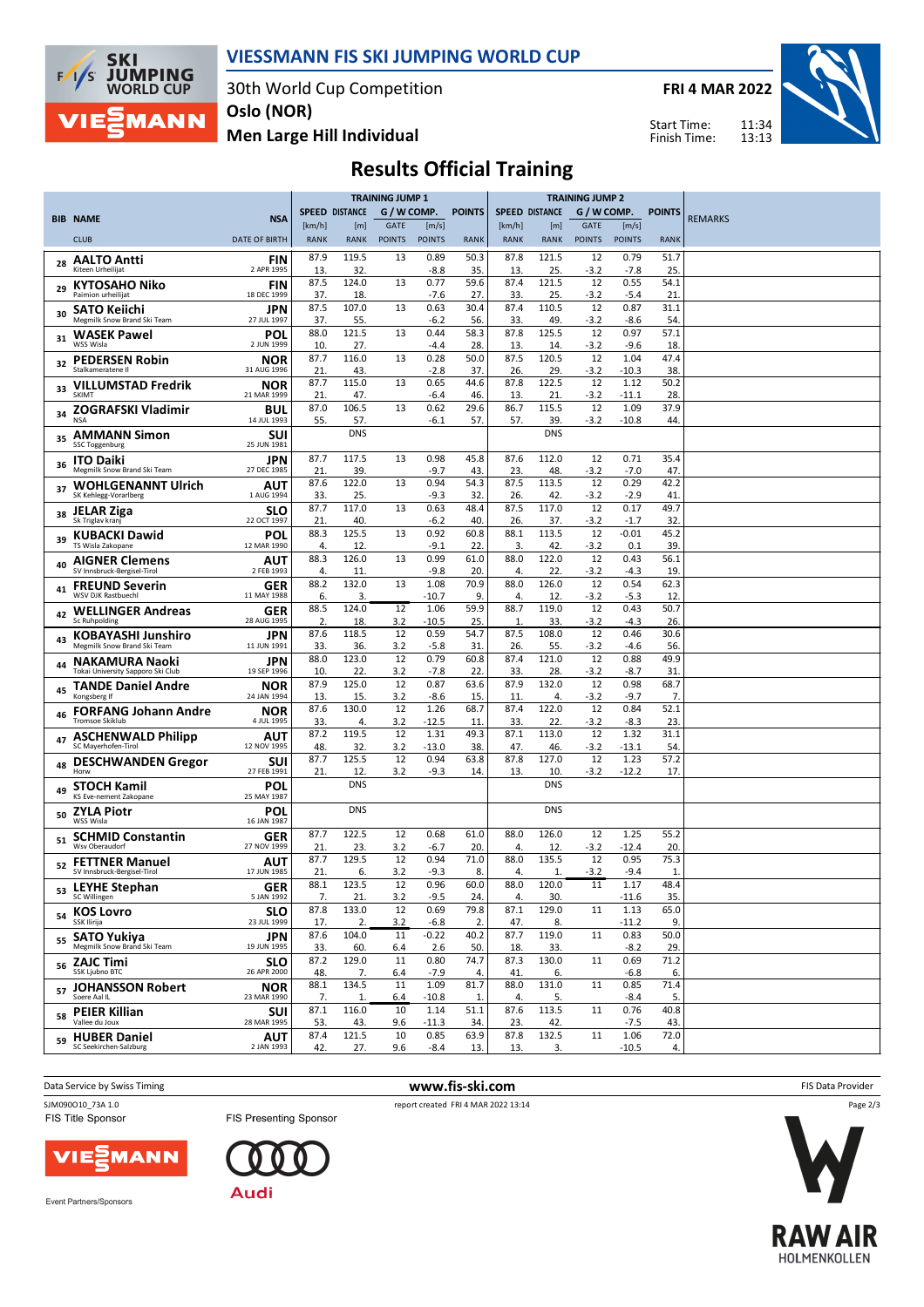# VIESSMANN FIS SKI JUMPING WORLD CUP

30th World Cup Competition
**Oslo (NOR)**
**Men Large Hill Individual**

**FRI 4 MAR 2022**

Start Time: 11:34
Finish Time: 13:13

## Results Official Training

| BIB | NAME / CLUB | NSA / DATE OF BIRTH | TJ1 SPEED [km/h] / RANK | TJ1 DISTANCE [m] / RANK | TJ1 G/W COMP. GATE / POINTS | TJ1 G/W COMP. [m/s] / POINTS | TJ1 POINTS / RANK | TJ2 SPEED [km/h] / RANK | TJ2 DISTANCE [m] / RANK | TJ2 G/W COMP. GATE / POINTS | TJ2 G/W COMP. [m/s] / POINTS | TJ2 POINTS / RANK | REMARKS |
|---|---|---|---|---|---|---|---|---|---|---|---|---|---|
| 28 | AALTO Antti / Kiteen Urheilijat | FIN / 2 APR 1995 | 87.9 / 13. | 119.5 / 32. | 13 | 0.89 / -8.8 | 50.3 / 35. | 87.8 / 13. | 121.5 / 25. | 12 / -3.2 | 0.79 / -7.8 | 51.7 / 25. | |
| 29 | KYTOSAHO Niko / Paimion urheilijat | FIN / 18 DEC 1999 | 87.5 / 37. | 124.0 / 18. | 13 | 0.77 / -7.6 | 59.6 / 27. | 87.4 / 33. | 121.5 / 25. | 12 / -3.2 | 0.55 / -5.4 | 54.1 / 21. | |
| 30 | SATO Keiichi / Megmilk Snow Brand Ski Team | JPN / 27 JUL 1997 | 87.5 / 37. | 107.0 / 55. | 13 | 0.63 / -6.2 | 30.4 / 56. | 87.4 / 33. | 110.5 / 49. | 12 / -3.2 | 0.87 / -8.6 | 31.1 / 54. | |
| 31 | WASEK Pawel / WSS Wisla | POL / 2 JUN 1999 | 88.0 / 10. | 121.5 / 27. | 13 | 0.44 / -4.4 | 58.3 / 28. | 87.8 / 13. | 125.5 / 14. | 12 / -3.2 | 0.97 / -9.6 | 57.1 / 18. | |
| 32 | PEDERSEN Robin / Stalkameratene Il | NOR / 31 AUG 1996 | 87.7 / 21. | 116.0 / 43. | 13 | 0.28 / -2.8 | 50.0 / 37. | 87.5 / 26. | 120.5 / 29. | 12 / -3.2 | 1.04 / -10.3 | 47.4 / 38. | |
| 33 | VILLUMSTAD Fredrik / SKIMT | NOR / 21 MAR 1999 | 87.7 / 21. | 115.0 / 47. | 13 | 0.65 / -6.4 | 44.6 / 46. | 87.8 / 13. | 122.5 / 21. | 12 / -3.2 | 1.12 / -11.1 | 50.2 / 28. | |
| 34 | ZOGRAFSKI Vladimir / NSA | BUL / 14 JUL 1993 | 87.0 / 55. | 106.5 / 57. | 13 | 0.62 / -6.1 | 29.6 / 57. | 86.7 / 57. | 115.5 / 39. | 12 / -3.2 | 1.09 / -10.8 | 37.9 / 44. | |
| 35 | AMMANN Simon / SSC Toggenburg | SUI / 25 JUN 1981 | | DNS | | | | | DNS | | | | |
| 36 | ITO Daiki / Megmilk Snow Brand Ski Team | JPN / 27 DEC 1985 | 87.7 / 21. | 117.5 / 39. | 13 | 0.98 / -9.7 | 45.8 / 43. | 87.6 / 23. | 112.0 / 48. | 12 / -3.2 | 0.71 / -7.0 | 35.4 / 47. | |
| 37 | WOHLGENANNT Ulrich / SK Kehlegg-Vorarlberg | AUT / 1 AUG 1994 | 87.6 / 33. | 122.0 / 25. | 13 | 0.94 / -9.3 | 54.3 / 32. | 87.5 / 26. | 113.5 / 42. | 12 / -3.2 | 0.29 / -2.9 | 42.2 / 41. | |
| 38 | JELAR Ziga / Sk Triglav kranj | SLO / 22 OCT 1997 | 87.7 / 21. | 117.0 / 40. | 13 | 0.63 / -6.2 | 48.4 / 40. | 87.5 / 26. | 117.0 / 37. | 12 / -3.2 | 0.17 / -1.7 | 49.7 / 32. | |
| 39 | KUBACKI Dawid / TS Wisla Zakopane | POL / 12 MAR 1990 | 88.3 / 4. | 125.5 / 12. | 13 | 0.92 / -9.1 | 60.8 / 22. | 88.1 / 3. | 113.5 / 42. | 12 / -3.2 | -0.01 / 0.1 | 45.2 / 39. | |
| 40 | AIGNER Clemens / SV Innsbruck-Bergisel-Tirol | AUT / 2 FEB 1993 | 88.3 / 4. | 126.0 / 11. | 13 | 0.99 / -9.8 | 61.0 / 20. | 88.0 / 4. | 122.0 / 22. | 12 / -3.2 | 0.43 / -4.3 | 56.1 / 19. | |
| 41 | FREUND Severin / WSV DJK Rastbuechl | GER / 11 MAY 1988 | 88.2 / 6. | 132.0 / 3. | 13 | 1.08 / -10.7 | 70.9 / 9. | 88.0 / 4. | 126.0 / 12. | 12 / -3.2 | 0.54 / -5.3 | 62.3 / 12. | |
| 42 | WELLINGER Andreas / Sc Ruhpolding | GER / 28 AUG 1995 | 88.5 / 2. | 124.0 / 18. | 12 / 3.2 | 1.06 / -10.5 | 59.9 / 25. | 88.7 / 1. | 119.0 / 33. | 12 / -3.2 | 0.43 / -4.3 | 50.7 / 26. | |
| 43 | KOBAYASHI Junshiro / Megmilk Snow Brand Ski Team | JPN / 11 JUN 1991 | 87.6 / 33. | 118.5 / 36. | 12 / 3.2 | 0.59 / -5.8 | 54.7 / 31. | 87.5 / 26. | 108.0 / 55. | 12 / -3.2 | 0.46 / -4.6 | 30.6 / 56. | |
| 44 | NAKAMURA Naoki / Tokai University Sapporo Ski Club | JPN / 19 SEP 1996 | 88.0 / 10. | 123.0 / 22. | 12 / 3.2 | 0.79 / -7.8 | 60.8 / 22. | 87.4 / 33. | 121.0 / 28. | 12 / -3.2 | 0.88 / -8.7 | 49.9 / 31. | |
| 45 | TANDE Daniel Andre / Kongsberg If | NOR / 24 JAN 1994 | 87.9 / 13. | 125.0 / 15. | 12 / 3.2 | 0.87 / -8.6 | 63.6 / 15. | 87.9 / 11. | 132.0 / 4. | 12 / -3.2 | 0.98 / -9.7 | 68.7 / 7. | |
| 46 | FORFANG Johann Andre / Tromsoe Skiklub | NOR / 4 JUL 1995 | 87.6 / 33. | 130.0 / 4. | 12 / 3.2 | 1.26 / -12.5 | 68.7 / 11. | 87.4 / 33. | 122.0 / 22. | 12 / -3.2 | 0.84 / -8.3 | 52.1 / 23. | |
| 47 | ASCHENWALD Philipp / SC Mayerhofen-Tirol | AUT / 12 NOV 1995 | 87.2 / 48. | 119.5 / 32. | 12 / 3.2 | 1.31 / -13.0 | 49.3 / 38. | 87.1 / 47. | 113.0 / 46. | 12 / -3.2 | 1.32 / -13.1 | 31.1 / 54. | |
| 48 | DESCHWANDEN Gregor / Horw | SUI / 27 FEB 1991 | 87.7 / 21. | 125.5 / 12. | 12 / 3.2 | 0.94 / -9.3 | 63.8 / 14. | 87.8 / 13. | 127.0 / 10. | 12 / -3.2 | 1.23 / -12.2 | 57.2 / 17. | |
| 49 | STOCH Kamil / KS Eve-nement Zakopane | POL / 25 MAY 1987 | | DNS | | | | | DNS | | | | |
| 50 | ZYLA Piotr / WSS Wisla | POL / 16 JAN 1987 | | DNS | | | | | DNS | | | | |
| 51 | SCHMID Constantin / Wsv Oberaudorf | GER / 27 NOV 1999 | 87.7 / 21. | 122.5 / 23. | 12 / 3.2 | 0.68 / -6.7 | 61.0 / 20. | 88.0 / 4. | 126.0 / 12. | 12 / -3.2 | 1.25 / -12.4 | 55.2 / 20. | |
| 52 | FETTNER Manuel / SV Innsbruck-Bergisel-Tirol | AUT / 17 JUN 1985 | 87.7 / 21. | 129.5 / 6. | 12 / 3.2 | 0.94 / -9.3 | 71.0 / 8. | 88.0 / 4. | 135.5 / 1. | 12 / -3.2 | 0.95 / -9.4 | 75.3 / 1. | |
| 53 | LEYHE Stephan / SC Willingen | GER / 5 JAN 1992 | 88.1 / 7. | 123.5 / 21. | 12 / 3.2 | 0.96 / -9.5 | 60.0 / 24. | 88.0 / 4. | 120.0 / 30. | 11 | 1.17 / -11.6 | 48.4 / 35. | |
| 54 | KOS Lovro / SSK Ilirija | SLO / 23 JUL 1999 | 87.8 / 17. | 133.0 / 2. | 12 / 3.2 | 0.69 / -6.8 | 79.8 / 2. | 87.1 / 47. | 129.0 / 8. | 11 | 1.13 / -11.2 | 65.0 / 9. | |
| 55 | SATO Yukiya / Megmilk Snow Brand Ski Team | JPN / 19 JUN 1995 | 87.6 / 33. | 104.0 / 60. | 11 / 6.4 | -0.22 / 2.6 | 40.2 / 50. | 87.7 / 18. | 119.0 / 33. | 11 | 0.83 / -8.2 | 50.0 / 29. | |
| 56 | ZAJC Timi / SSK Ljubno BTC | SLO / 26 APR 2000 | 87.2 / 48. | 129.0 / 7. | 11 / 6.4 | 0.80 / -7.9 | 74.7 / 4. | 87.3 / 41. | 130.0 / 6. | 11 | 0.69 / -6.8 | 71.2 / 6. | |
| 57 | JOHANSSON Robert / Soere Aal IL | NOR / 23 MAR 1990 | 88.1 / 7. | 134.5 / 1. | 11 / 6.4 | 1.09 / -10.8 | 81.7 / 1. | 88.0 / 4. | 131.0 / 5. | 11 | 0.85 / -8.4 | 71.4 / 5. | |
| 58 | PEIER Killian / Vallee du Joux | SUI / 28 MAR 1995 | 87.1 / 53. | 116.0 / 43. | 10 / 9.6 | 1.14 / -11.3 | 51.1 / 34. | 87.6 / 23. | 113.5 / 42. | 11 | 0.76 / -7.5 | 40.8 / 43. | |
| 59 | HUBER Daniel / SC Seekirchen-Salzburg | AUT / 2 JAN 1993 | 87.4 / 42. | 121.5 / 27. | 10 / 9.6 | 0.85 / -8.4 | 63.9 / 13. | 87.8 / 13. | 132.5 / 3. | 11 | 1.06 / -10.5 | 72.0 / 4. | |

Data Service by Swiss Timing | www.fis-ski.com | FIS Data Provider

SJM090O10_73A 1.0 | report created FRI 4 MAR 2022 13:14

FIS Title Sponsor: VIESSMANN | FIS Presenting Sponsor: Audi

Event Partners/Sponsors: RAW AIR HOLMENKOLLEN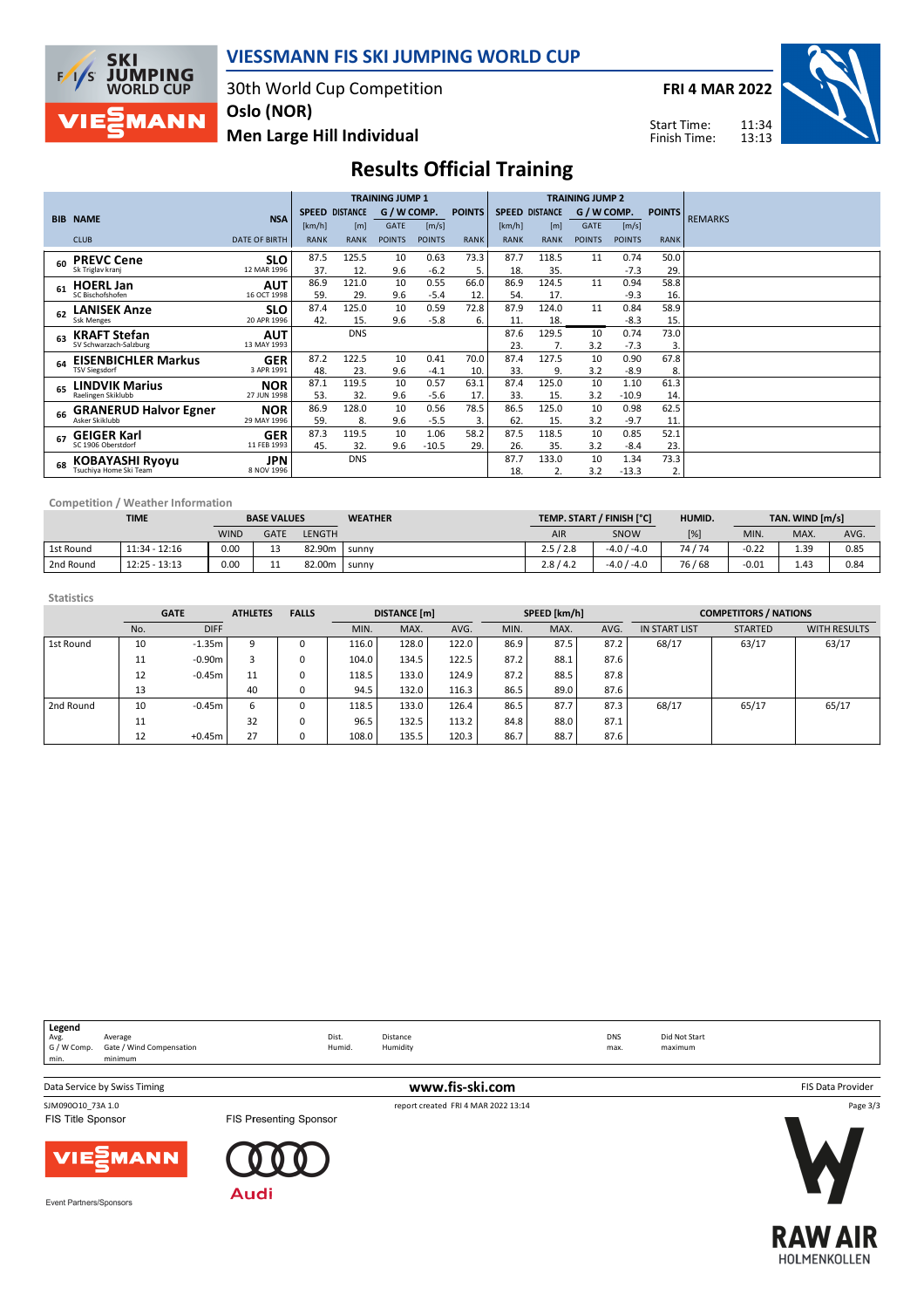# VIESSMANN FIS SKI JUMPING WORLD CUP

30th World Cup Competition
Oslo (NOR)
Men Large Hill Individual

**FRI 4 MAR 2022**

Start Time: 11:34
Finish Time: 13:13

## Results Official Training

| BIB | NAME / CLUB | NSA / DATE OF BIRTH | TJ1 SPEED [km/h] / RANK | TJ1 DISTANCE [m] / RANK | TJ1 GATE / POINTS | TJ1 [m/s] / POINTS | TJ1 POINTS / RANK | TJ2 SPEED [km/h] / RANK | TJ2 DISTANCE [m] / RANK | TJ2 GATE / POINTS | TJ2 [m/s] / POINTS | TJ2 POINTS / RANK | REMARKS |
|---|---|---|---|---|---|---|---|---|---|---|---|---|---|
| 60 | PREVC Cene / Sk Triglav kranj | SLO / 12 MAR 1996 | 87.5 / 37. | 125.5 / 12. | 10 / 9.6 | 0.63 / -6.2 | 73.3 / 5. | 87.7 / 18. | 118.5 / 35. | 11 | 0.74 / -7.3 | 50.0 / 29. | |
| 61 | HOERL Jan / SC Bischofshofen | AUT / 16 OCT 1998 | 86.9 / 59. | 121.0 / 29. | 10 / 9.6 | 0.55 / -5.4 | 66.0 / 12. | 86.9 / 54. | 124.5 / 17. | 11 | 0.94 / -9.3 | 58.8 / 16. | |
| 62 | LANISEK Anze / Ssk Menges | SLO / 20 APR 1996 | 87.4 / 42. | 125.0 / 15. | 10 / 9.6 | 0.59 / -5.8 | 72.8 / 6. | 87.9 / 11. | 124.0 / 18. | 11 | 0.84 / -8.3 | 58.9 / 15. | |
| 63 | KRAFT Stefan / SV Schwarzach-Salzburg | AUT / 13 MAY 1993 | | DNS | | | | 87.6 / 23. | 129.5 / 7. | 10 / 3.2 | 0.74 / -7.3 | 73.0 / 3. | |
| 64 | EISENBICHLER Markus / TSV Siegsdorf | GER / 3 APR 1991 | 87.2 / 48. | 122.5 / 23. | 10 / 9.6 | 0.41 / -4.1 | 70.0 / 10. | 87.4 / 33. | 127.5 / 9. | 10 / 3.2 | 0.90 / -8.9 | 67.8 / 8. | |
| 65 | LINDVIK Marius / Raelingen Skiklubb | NOR / 27 JUN 1998 | 87.1 / 53. | 119.5 / 32. | 10 / 9.6 | 0.57 / -5.6 | 63.1 / 17. | 87.4 / 33. | 125.0 / 15. | 10 / 3.2 | 1.10 / -10.9 | 61.3 / 14. | |
| 66 | GRANERUD Halvor Egner / Asker Skiklubb | NOR / 29 MAY 1996 | 86.9 / 59. | 128.0 / 8. | 10 / 9.6 | 0.56 / -5.5 | 78.5 / 3. | 86.5 / 62. | 125.0 / 15. | 10 / 3.2 | 0.98 / -9.7 | 62.5 / 11. | |
| 67 | GEIGER Karl / SC 1906 Oberstdorf | GER / 11 FEB 1993 | 87.3 / 45. | 119.5 / 32. | 10 / 9.6 | 1.06 / -10.5 | 58.2 / 29. | 87.5 / 26. | 118.5 / 35. | 10 / 3.2 | 0.85 / -8.4 | 52.1 / 23. | |
| 68 | KOBAYASHI Ryoyu / Tsuchiya Home Ski Team | JPN / 8 NOV 1996 | | DNS | | | | 87.7 / 18. | 133.0 / 2. | 10 / 3.2 | 1.34 / -13.3 | 73.3 / 2. | |

### Competition / Weather Information

| | TIME | BASE VALUES WIND | GATE | LENGTH | WEATHER | TEMP. AIR | TEMP. SNOW | HUMID. [%] | TAN. WIND MIN. | MAX. | AVG. |
|---|---|---|---|---|---|---|---|---|---|---|---|
| 1st Round | 11:34 - 12:16 | 0.00 | 13 | 82.90m | sunny | 2.5 / 2.8 | -4.0 / -4.0 | 74 / 74 | -0.22 | 1.39 | 0.85 |
| 2nd Round | 12:25 - 13:13 | 0.00 | 11 | 82.00m | sunny | 2.8 / 4.2 | -4.0 / -4.0 | 76 / 68 | -0.01 | 1.43 | 0.84 |

### Statistics

| | GATE No. | DIFF | ATHLETES | FALLS | DISTANCE MIN. | MAX. | AVG. | SPEED MIN. | MAX. | AVG. | IN START LIST | STARTED | WITH RESULTS |
|---|---|---|---|---|---|---|---|---|---|---|---|---|---|
| 1st Round | 10 | -1.35m | 9 | 0 | 116.0 | 128.0 | 122.0 | 86.9 | 87.5 | 87.2 | 68/17 | 63/17 | 63/17 |
| | 11 | -0.90m | 3 | 0 | 104.0 | 134.5 | 122.5 | 87.2 | 88.1 | 87.6 | | | |
| | 12 | -0.45m | 11 | 0 | 118.5 | 133.0 | 124.9 | 87.2 | 88.5 | 87.8 | | | |
| | 13 | | 40 | 0 | 94.5 | 132.0 | 116.3 | 86.5 | 89.0 | 87.6 | | | |
| 2nd Round | 10 | -0.45m | 6 | 0 | 118.5 | 133.0 | 126.4 | 86.5 | 87.7 | 87.3 | 68/17 | 65/17 | 65/17 |
| | 11 | | 32 | 0 | 96.5 | 132.5 | 113.2 | 84.8 | 88.0 | 87.1 | | | |
| | 12 | +0.45m | 27 | 0 | 108.0 | 135.5 | 120.3 | 86.7 | 88.7 | 87.6 | | | |

**Legend**
Avg. Average; G / W Comp. Gate / Wind Compensation; min. minimum; Dist. Distance; Humid. Humidity; DNS Did Not Start; max. maximum

Data Service by Swiss Timing — www.fis-ski.com — FIS Data Provider
SJM090O10_73A 1.0 — report created FRI 4 MAR 2022 13:14
FIS Title Sponsor: VIESSMANN — FIS Presenting Sponsor: Audi
Event Partners/Sponsors: RAW AIR HOLMENKOLLEN